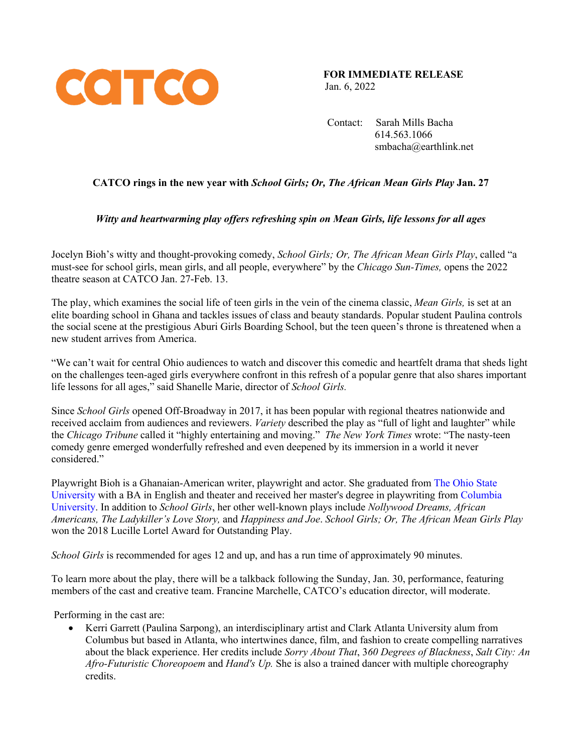catco

**FOR IMMEDIATE RELEASE**
Jan. 6, 2022

Contact: Sarah Mills Bacha
614.563.1066
smbacha@earthlink.net

**CATCO rings in the new year with *School Girls; Or, The African Mean Girls Play* Jan. 27**

***Witty and heartwarming play offers refreshing spin on Mean Girls, life lessons for all ages***

Jocelyn Bioh's witty and thought-provoking comedy, *School Girls; Or, The African Mean Girls Play*, called "a must-see for school girls, mean girls, and all people, everywhere" by the *Chicago Sun-Times,* opens the 2022 theatre season at CATCO Jan. 27-Feb. 13.

The play, which examines the social life of teen girls in the vein of the cinema classic, *Mean Girls,* is set at an elite boarding school in Ghana and tackles issues of class and beauty standards. Popular student Paulina controls the social scene at the prestigious Aburi Girls Boarding School, but the teen queen's throne is threatened when a new student arrives from America.

"We can't wait for central Ohio audiences to watch and discover this comedic and heartfelt drama that sheds light on the challenges teen-aged girls everywhere confront in this refresh of a popular genre that also shares important life lessons for all ages," said Shanelle Marie, director of *School Girls.*

Since *School Girls* opened Off-Broadway in 2017, it has been popular with regional theatres nationwide and received acclaim from audiences and reviewers. *Variety* described the play as "full of light and laughter" while the *Chicago Tribune* called it "highly entertaining and moving." *The New York Times* wrote: "The nasty-teen comedy genre emerged wonderfully refreshed and even deepened by its immersion in a world it never considered."

Playwright Bioh is a Ghanaian-American writer, playwright and actor. She graduated from The Ohio State University with a BA in English and theater and received her master's degree in playwriting from Columbia University. In addition to *School Girls*, her other well-known plays include *Nollywood Dreams, African Americans, The Ladykiller's Love Story,* and *Happiness and Joe*. *School Girls; Or, The African Mean Girls Play* won the 2018 Lucille Lortel Award for Outstanding Play.

*School Girls* is recommended for ages 12 and up, and has a run time of approximately 90 minutes.

To learn more about the play, there will be a talkback following the Sunday, Jan. 30, performance, featuring members of the cast and creative team. Francine Marchelle, CATCO's education director, will moderate.

Performing in the cast are:

- Kerri Garrett (Paulina Sarpong), an interdisciplinary artist and Clark Atlanta University alum from Columbus but based in Atlanta, who intertwines dance, film, and fashion to create compelling narratives about the black experience. Her credits include *Sorry About That*, *360 Degrees of Blackness*, *Salt City: An Afro-Futuristic Choreopoem* and *Hand's Up.* She is also a trained dancer with multiple choreography credits.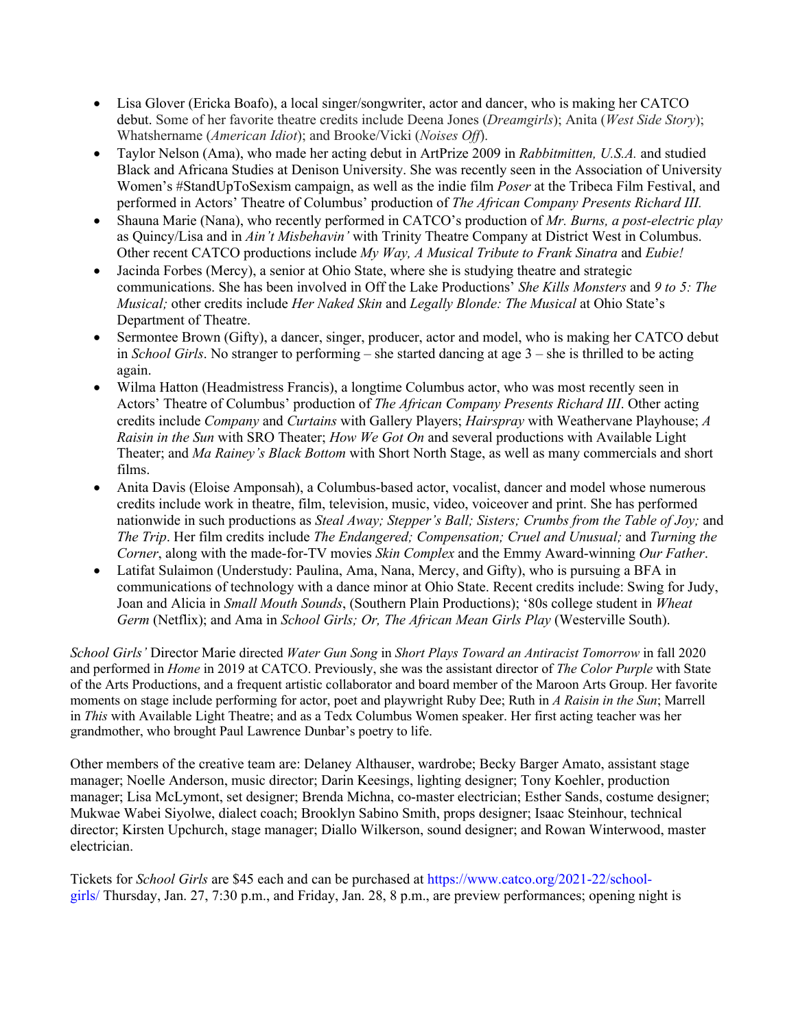- Lisa Glover (Ericka Boafo), a local singer/songwriter, actor and dancer, who is making her CATCO debut. Some of her favorite theatre credits include Deena Jones (*Dreamgirls*); Anita (*West Side Story*); Whatshername (*American Idiot*); and Brooke/Vicki (*Noises Off*).
- Taylor Nelson (Ama), who made her acting debut in ArtPrize 2009 in *Rabbitmitten, U.S.A.* and studied Black and Africana Studies at Denison University. She was recently seen in the Association of University Women's #StandUpToSexism campaign, as well as the indie film *Poser* at the Tribeca Film Festival, and performed in Actors' Theatre of Columbus' production of *The African Company Presents Richard III.*
- Shauna Marie (Nana), who recently performed in CATCO's production of *Mr. Burns, a post-electric play* as Quincy/Lisa and in *Ain't Misbehavin'* with Trinity Theatre Company at District West in Columbus. Other recent CATCO productions include *My Way, A Musical Tribute to Frank Sinatra* and *Eubie!*
- Jacinda Forbes (Mercy), a senior at Ohio State, where she is studying theatre and strategic communications. She has been involved in Off the Lake Productions' *She Kills Monsters* and *9 to 5: The Musical;* other credits include *Her Naked Skin* and *Legally Blonde: The Musical* at Ohio State's Department of Theatre.
- Sermontee Brown (Gifty), a dancer, singer, producer, actor and model, who is making her CATCO debut in *School Girls*. No stranger to performing – she started dancing at age 3 – she is thrilled to be acting again.
- Wilma Hatton (Headmistress Francis), a longtime Columbus actor, who was most recently seen in Actors' Theatre of Columbus' production of *The African Company Presents Richard III*. Other acting credits include *Company* and *Curtains* with Gallery Players; *Hairspray* with Weathervane Playhouse; *A Raisin in the Sun* with SRO Theater; *How We Got On* and several productions with Available Light Theater; and *Ma Rainey's Black Bottom* with Short North Stage, as well as many commercials and short films.
- Anita Davis (Eloise Amponsah), a Columbus-based actor, vocalist, dancer and model whose numerous credits include work in theatre, film, television, music, video, voiceover and print. She has performed nationwide in such productions as *Steal Away; Stepper's Ball; Sisters; Crumbs from the Table of Joy;* and *The Trip*. Her film credits include *The Endangered; Compensation; Cruel and Unusual;* and *Turning the Corner*, along with the made-for-TV movies *Skin Complex* and the Emmy Award-winning *Our Father*.
- Latifat Sulaimon (Understudy: Paulina, Ama, Nana, Mercy, and Gifty), who is pursuing a BFA in communications of technology with a dance minor at Ohio State. Recent credits include: Swing for Judy, Joan and Alicia in *Small Mouth Sounds*, (Southern Plain Productions); '80s college student in *Wheat Germ* (Netflix); and Ama in *School Girls; Or, The African Mean Girls Play* (Westerville South).

*School Girls'* Director Marie directed *Water Gun Song* in *Short Plays Toward an Antiracist Tomorrow* in fall 2020 and performed in *Home* in 2019 at CATCO. Previously, she was the assistant director of *The Color Purple* with State of the Arts Productions, and a frequent artistic collaborator and board member of the Maroon Arts Group. Her favorite moments on stage include performing for actor, poet and playwright Ruby Dee; Ruth in *A Raisin in the Sun*; Marrell in *This* with Available Light Theatre; and as a Tedx Columbus Women speaker. Her first acting teacher was her grandmother, who brought Paul Lawrence Dunbar's poetry to life.

Other members of the creative team are: Delaney Althauser, wardrobe; Becky Barger Amato, assistant stage manager; Noelle Anderson, music director; Darin Keesings, lighting designer; Tony Koehler, production manager; Lisa McLymont, set designer; Brenda Michna, co-master electrician; Esther Sands, costume designer; Mukwae Wabei Siyolwe, dialect coach; Brooklyn Sabino Smith, props designer; Isaac Steinhour, technical director; Kirsten Upchurch, stage manager; Diallo Wilkerson, sound designer; and Rowan Winterwood, master electrician.

Tickets for *School Girls* are $45 each and can be purchased at https://www.catco.org/2021-22/school-girls/ Thursday, Jan. 27, 7:30 p.m., and Friday, Jan. 28, 8 p.m., are preview performances; opening night is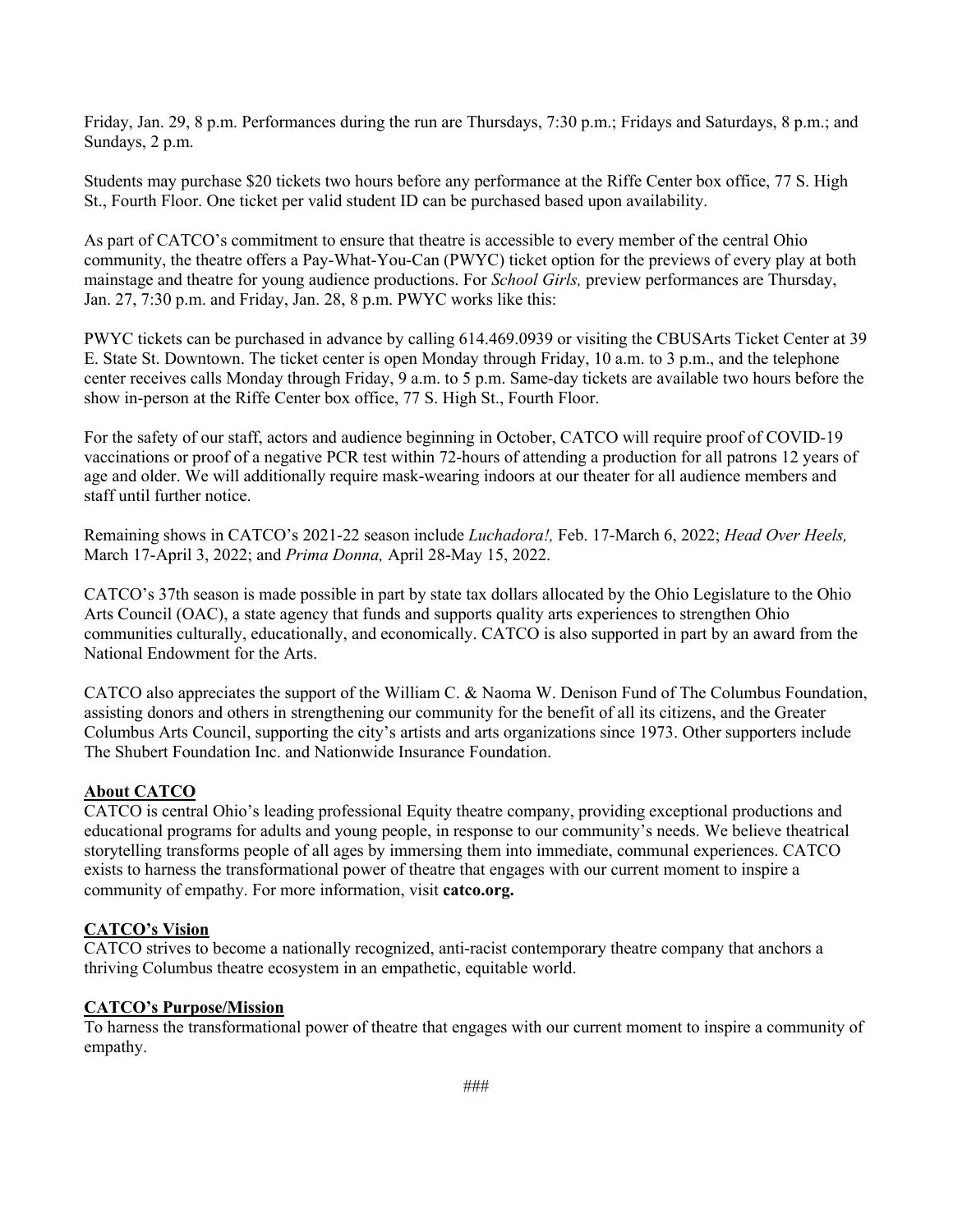Friday, Jan. 29, 8 p.m. Performances during the run are Thursdays, 7:30 p.m.; Fridays and Saturdays, 8 p.m.; and Sundays, 2 p.m.

Students may purchase $20 tickets two hours before any performance at the Riffe Center box office, 77 S. High St., Fourth Floor. One ticket per valid student ID can be purchased based upon availability.

As part of CATCO's commitment to ensure that theatre is accessible to every member of the central Ohio community, the theatre offers a Pay-What-You-Can (PWYC) ticket option for the previews of every play at both mainstage and theatre for young audience productions. For *School Girls,* preview performances are Thursday, Jan. 27, 7:30 p.m. and Friday, Jan. 28, 8 p.m. PWYC works like this:

PWYC tickets can be purchased in advance by calling 614.469.0939 or visiting the CBUSArts Ticket Center at 39 E. State St. Downtown. The ticket center is open Monday through Friday, 10 a.m. to 3 p.m., and the telephone center receives calls Monday through Friday, 9 a.m. to 5 p.m. Same-day tickets are available two hours before the show in-person at the Riffe Center box office, 77 S. High St., Fourth Floor.

For the safety of our staff, actors and audience beginning in October, CATCO will require proof of COVID-19 vaccinations or proof of a negative PCR test within 72-hours of attending a production for all patrons 12 years of age and older. We will additionally require mask-wearing indoors at our theater for all audience members and staff until further notice.

Remaining shows in CATCO's 2021-22 season include *Luchadora!,* Feb. 17-March 6, 2022; *Head Over Heels,* March 17-April 3, 2022; and *Prima Donna,* April 28-May 15, 2022.

CATCO's 37th season is made possible in part by state tax dollars allocated by the Ohio Legislature to the Ohio Arts Council (OAC), a state agency that funds and supports quality arts experiences to strengthen Ohio communities culturally, educationally, and economically. CATCO is also supported in part by an award from the National Endowment for the Arts.

CATCO also appreciates the support of the William C. & Naoma W. Denison Fund of The Columbus Foundation, assisting donors and others in strengthening our community for the benefit of all its citizens, and the Greater Columbus Arts Council, supporting the city's artists and arts organizations since 1973. Other supporters include The Shubert Foundation Inc. and Nationwide Insurance Foundation.

**About CATCO**

CATCO is central Ohio's leading professional Equity theatre company, providing exceptional productions and educational programs for adults and young people, in response to our community's needs. We believe theatrical storytelling transforms people of all ages by immersing them into immediate, communal experiences. CATCO exists to harness the transformational power of theatre that engages with our current moment to inspire a community of empathy. For more information, visit **catco.org.**

**CATCO's Vision**

CATCO strives to become a nationally recognized, anti-racist contemporary theatre company that anchors a thriving Columbus theatre ecosystem in an empathetic, equitable world.

**CATCO's Purpose/Mission**

To harness the transformational power of theatre that engages with our current moment to inspire a community of empathy.

###